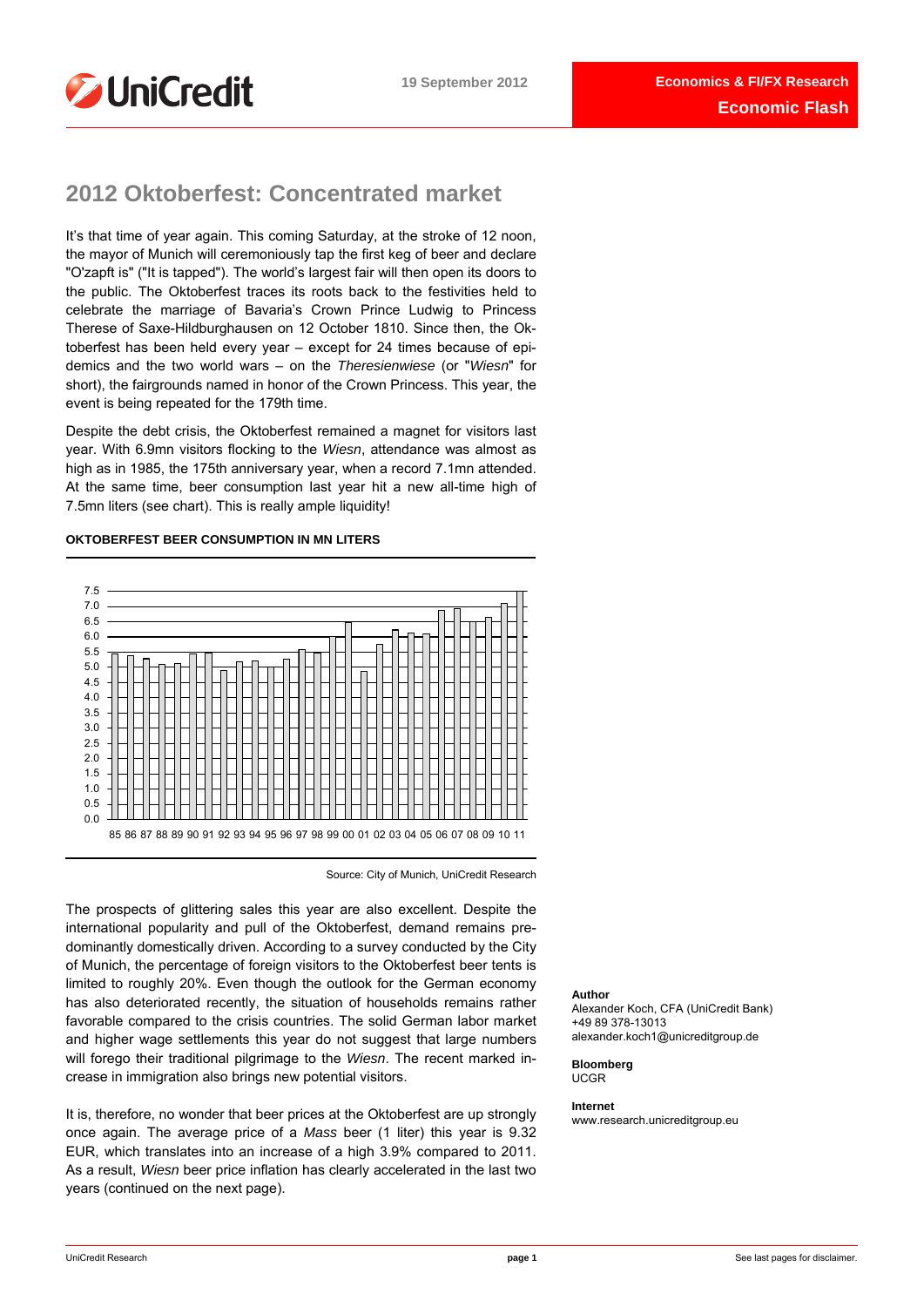# 2012 Oktoberfest: Concentrated market

It's that time of year again. This coming Saturday, at the stroke of 12 noon, the mayor of Munich will ceremoniously tap the first keg of beer and declare "O'zapft is" ("It is tapped"). The world's largest fair will then open its doors to the public. The Oktoberfest traces its roots back to the festivities held to celebrate the marriage of Bavaria's Crown Prince Ludwig to Princess Therese of Saxe-Hildburghausen on 12 October 1810. Since then, the Oktoberfest has been held every year – except for 24 times because of epidemics and the two world wars – on the *Theresienwiese* (or "*Wiesn*" for short), the fairgrounds named in honor of the Crown Princess. This year, the event is being repeated for the 179th time.

Despite the debt crisis, the Oktoberfest remained a magnet for visitors last year. With 6.9mn visitors flocking to the *Wiesn*, attendance was almost as high as in 1985, the 175th anniversary year, when a record 7.1mn attended. At the same time, beer consumption last year hit a new all-time high of 7.5mn liters (see chart). This is really ample liquidity!

**OKTOBERFEST BEER CONSUMPTION IN MN LITERS**

Source: City of Munich, UniCredit Research

The prospects of glittering sales this year are also excellent. Despite the international popularity and pull of the Oktoberfest, demand remains predominantly domestically driven. According to a survey conducted by the City of Munich, the percentage of foreign visitors to the Oktoberfest beer tents is limited to roughly 20%. Even though the outlook for the German economy has also deteriorated recently, the situation of households remains rather favorable compared to the crisis countries. The solid German labor market and higher wage settlements this year do not suggest that large numbers will forego their traditional pilgrimage to the *Wiesn*. The recent marked increase in immigration also brings new potential visitors.

It is, therefore, no wonder that beer prices at the Oktoberfest are up strongly once again. The average price of a *Mass* beer (1 liter) this year is 9.32 EUR, which translates into an increase of a high 3.9% compared to 2011. As a result, *Wiesn* beer price inflation has clearly accelerated in the last two years (continued on the next page).

**Author**
Alexander Koch, CFA (UniCredit Bank)
+49 89 378-13013
alexander.koch1@unicreditgroup.de

**Bloomberg**
UCGR

**Internet**
www.research.unicreditgroup.eu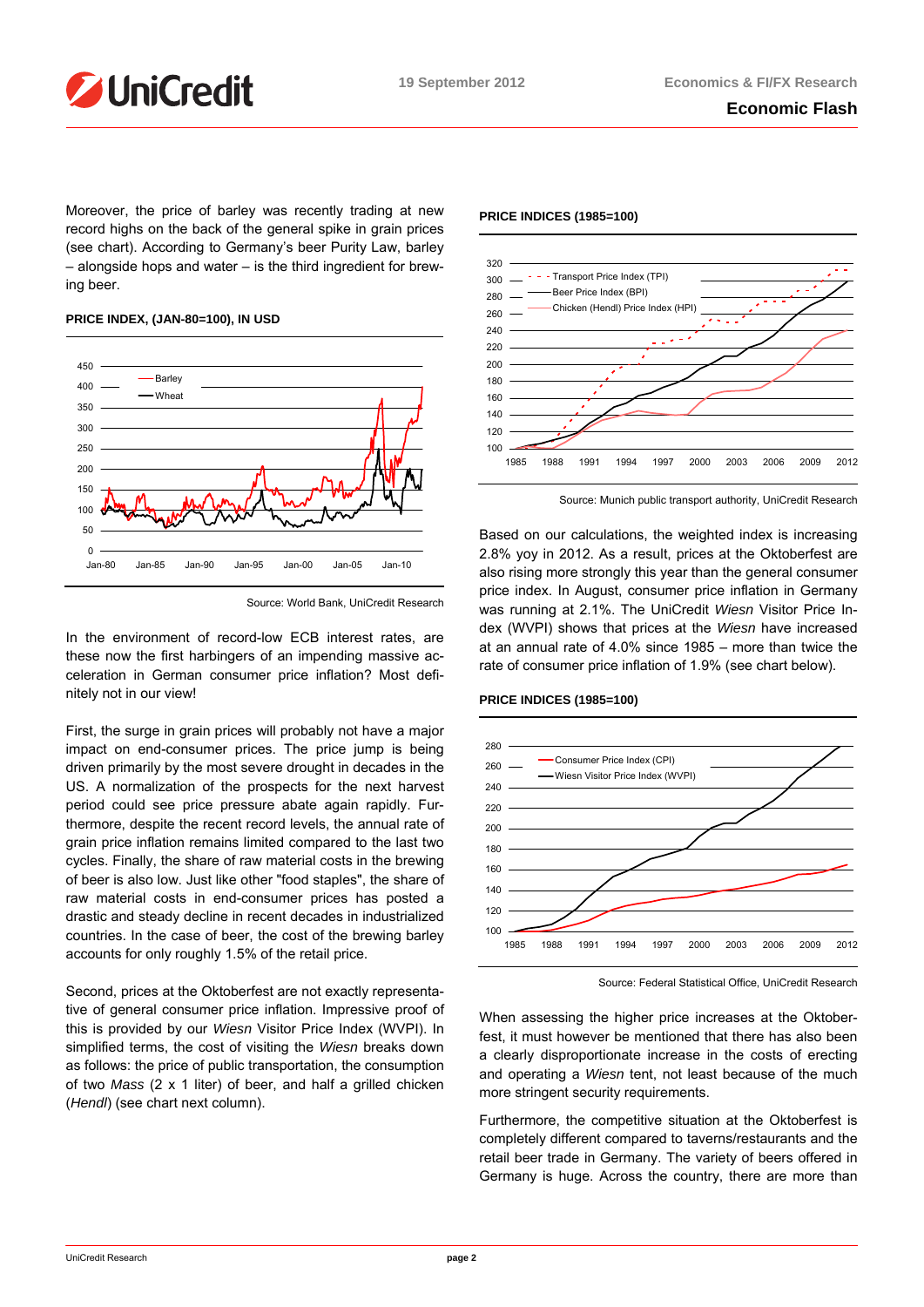Moreover, the price of barley was recently trading at new record highs on the back of the general spike in grain prices (see chart). According to Germany's beer Purity Law, barley – alongside hops and water – is the third ingredient for brewing beer.

**PRICE INDEX, (JAN-80=100), IN USD**

Source: World Bank, UniCredit Research

In the environment of record-low ECB interest rates, are these now the first harbingers of an impending massive acceleration in German consumer price inflation? Most definitely not in our view!

First, the surge in grain prices will probably not have a major impact on end-consumer prices. The price jump is being driven primarily by the most severe drought in decades in the US. A normalization of the prospects for the next harvest period could see price pressure abate again rapidly. Furthermore, despite the recent record levels, the annual rate of grain price inflation remains limited compared to the last two cycles. Finally, the share of raw material costs in the brewing of beer is also low. Just like other "food staples", the share of raw material costs in end-consumer prices has posted a drastic and steady decline in recent decades in industrialized countries. In the case of beer, the cost of the brewing barley accounts for only roughly 1.5% of the retail price.

Second, prices at the Oktoberfest are not exactly representative of general consumer price inflation. Impressive proof of this is provided by our *Wiesn* Visitor Price Index (WVPI). In simplified terms, the cost of visiting the *Wiesn* breaks down as follows: the price of public transportation, the consumption of two *Mass* (2 x 1 liter) of beer, and half a grilled chicken (*Hendl*) (see chart next column).

**PRICE INDICES (1985=100)**

Source: Munich public transport authority, UniCredit Research

Based on our calculations, the weighted index is increasing 2.8% yoy in 2012. As a result, prices at the Oktoberfest are also rising more strongly this year than the general consumer price index. In August, consumer price inflation in Germany was running at 2.1%. The UniCredit *Wiesn* Visitor Price Index (WVPI) shows that prices at the *Wiesn* have increased at an annual rate of 4.0% since 1985 – more than twice the rate of consumer price inflation of 1.9% (see chart below).

**PRICE INDICES (1985=100)**

Source: Federal Statistical Office, UniCredit Research

When assessing the higher price increases at the Oktoberfest, it must however be mentioned that there has also been a clearly disproportionate increase in the costs of erecting and operating a *Wiesn* tent, not least because of the much more stringent security requirements.

Furthermore, the competitive situation at the Oktoberfest is completely different compared to taverns/restaurants and the retail beer trade in Germany. The variety of beers offered in Germany is huge. Across the country, there are more than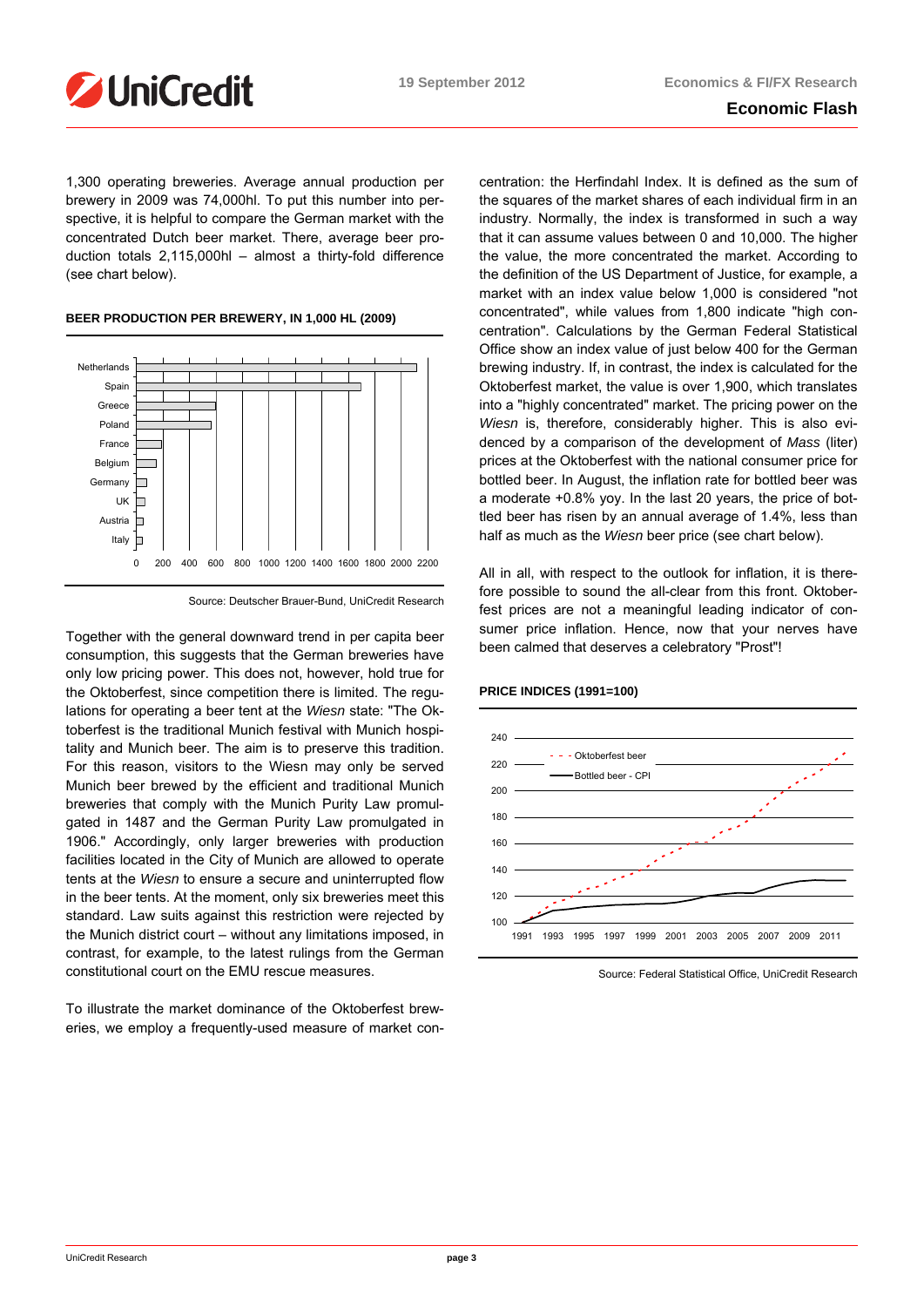1,300 operating breweries. Average annual production per brewery in 2009 was 74,000hl. To put this number into perspective, it is helpful to compare the German market with the concentrated Dutch beer market. There, average beer production totals 2,115,000hl – almost a thirty-fold difference (see chart below).

**BEER PRODUCTION PER BREWERY, IN 1,000 HL (2009)**

Source: Deutscher Brauer-Bund, UniCredit Research

Together with the general downward trend in per capita beer consumption, this suggests that the German breweries have only low pricing power. This does not, however, hold true for the Oktoberfest, since competition there is limited. The regulations for operating a beer tent at the *Wiesn* state: "The Oktoberfest is the traditional Munich festival with Munich hospitality and Munich beer. The aim is to preserve this tradition. For this reason, visitors to the Wiesn may only be served Munich beer brewed by the efficient and traditional Munich breweries that comply with the Munich Purity Law promulgated in 1487 and the German Purity Law promulgated in 1906." Accordingly, only larger breweries with production facilities located in the City of Munich are allowed to operate tents at the *Wiesn* to ensure a secure and uninterrupted flow in the beer tents. At the moment, only six breweries meet this standard. Law suits against this restriction were rejected by the Munich district court – without any limitations imposed, in contrast, for example, to the latest rulings from the German constitutional court on the EMU rescue measures.

To illustrate the market dominance of the Oktoberfest breweries, we employ a frequently-used measure of market concentration: the Herfindahl Index. It is defined as the sum of the squares of the market shares of each individual firm in an industry. Normally, the index is transformed in such a way that it can assume values between 0 and 10,000. The higher the value, the more concentrated the market. According to the definition of the US Department of Justice, for example, a market with an index value below 1,000 is considered "not concentrated", while values from 1,800 indicate "high concentration". Calculations by the German Federal Statistical Office show an index value of just below 400 for the German brewing industry. If, in contrast, the index is calculated for the Oktoberfest market, the value is over 1,900, which translates into a "highly concentrated" market. The pricing power on the *Wiesn* is, therefore, considerably higher. This is also evidenced by a comparison of the development of *Mass* (liter) prices at the Oktoberfest with the national consumer price for bottled beer. In August, the inflation rate for bottled beer was a moderate +0.8% yoy. In the last 20 years, the price of bottled beer has risen by an annual average of 1.4%, less than half as much as the *Wiesn* beer price (see chart below).

All in all, with respect to the outlook for inflation, it is therefore possible to sound the all-clear from this front. Oktoberfest prices are not a meaningful leading indicator of consumer price inflation. Hence, now that your nerves have been calmed that deserves a celebratory "Prost"!

**PRICE INDICES (1991=100)**

Source: Federal Statistical Office, UniCredit Research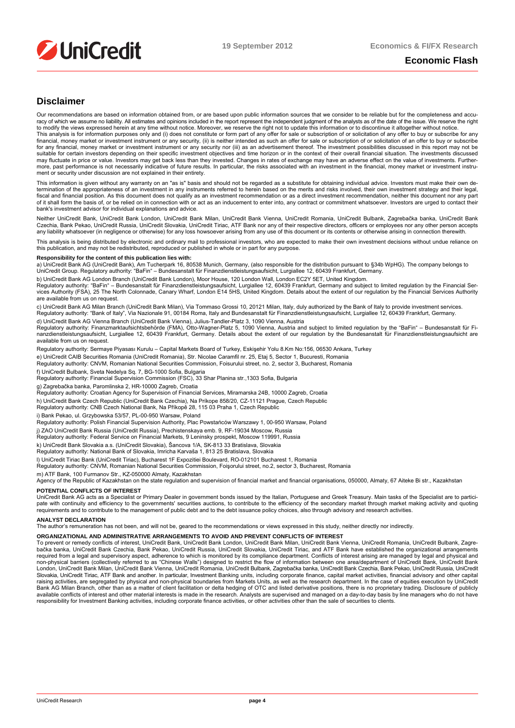## Disclaimer

Our recommendations are based on information obtained from, or are based upon public information sources that we consider to be reliable but for the completeness and accuracy of which we assume no liability. All estimates and opinions included in the report represent the independent judgment of the analysts as of the date of the issue. We reserve the right to modify the views expressed herein at any time without notice. Moreover, we reserve the right not to update this information or to discontinue it altogether without notice.
This analysis is for information purposes only and (i) does not constitute or form part of any offer for sale or subscription of or solicitation of any offer to buy or subscribe for any financial, money market or investment instrument or any security, (ii) is neither intended as such an offer for sale or subscription of or solicitation of an offer to buy or subscribe for any financial, money market or investment instrument or any security nor (iii) as an advertisement thereof. The investment possibilities discussed in this report may not be suitable for certain investors depending on their specific investment objectives and time horizon or in the context of their overall financial situation. The investments discussed may fluctuate in price or value. Investors may get back less than they invested. Changes in rates of exchange may have an adverse effect on the value of investments. Furthermore, past performance is not necessarily indicative of future results. In particular, the risks associated with an investment in the financial, money market or investment instrument or security under discussion are not explained in their entirety.

This information is given without any warranty on an "as is" basis and should not be regarded as a substitute for obtaining individual advice. Investors must make their own determination of the appropriateness of an investment in any instruments referred to herein based on the merits and risks involved, their own investment strategy and their legal, fiscal and financial position. As this document does not qualify as an investment recommendation or as a direct investment recommendation, neither this document nor any part of it shall form the basis of, or be relied on in connection with or act as an inducement to enter into, any contract or commitment whatsoever. Investors are urged to contact their bank's investment advisor for individual explanations and advice.

Neither UniCredit Bank, UniCredit Bank London, UniCredit Bank Milan, UniCredit Bank Vienna, UniCredit Romania, UniCredit Bulbank, Zagrebačka banka, UniCredit Bank Czechia, Bank Pekao, UniCredit Russia, UniCredit Slovakia, UniCredit Tiriac, ATF Bank nor any of their respective directors, officers or employees nor any other person accepts any liability whatsoever (in negligence or otherwise) for any loss howsoever arising from any use of this document or its contents or otherwise arising in connection therewith.

This analysis is being distributed by electronic and ordinary mail to professional investors, who are expected to make their own investment decisions without undue reliance on this publication, and may not be redistributed, reproduced or published in whole or in part for any purpose.

**Responsibility for the content of this publication lies with:**

a) UniCredit Bank AG (UniCredit Bank), Am Tucherpark 16, 80538 Munich, Germany, (also responsible for the distribution pursuant to §34b WpHG). The company belongs to UniCredit Group. Regulatory authority: "BaFin" – Bundesanstalt für Finanzdienstleistungsaufsicht, Lurgiallee 12, 60439 Frankfurt, Germany.

b) UniCredit Bank AG London Branch (UniCredit Bank London), Moor House, 120 London Wall, London EC2Y 5ET, United Kingdom.
Regulatory authority: "BaFin" – Bundesanstalt für Finanzdienstleistungsaufsicht, Lurgiallee 12, 60439 Frankfurt, Germany and subject to limited regulation by the Financial Services Authority (FSA), 25 The North Colonnade, Canary Wharf, London E14 5HS, United Kingdom. Details about the extent of our regulation by the Financial Services Authority are available from us on request.

c) UniCredit Bank AG Milan Branch (UniCredit Bank Milan), Via Tommaso Grossi 10, 20121 Milan, Italy, duly authorized by the Bank of Italy to provide investment services.
Regulatory authority: "Bank of Italy", Via Nazionale 91, 00184 Roma, Italy and Bundesanstalt für Finanzdienstleistungsaufsicht, Lurgiallee 12, 60439 Frankfurt, Germany.

d) UniCredit Bank AG Vienna Branch (UniCredit Bank Vienna), Julius-Tandler-Platz 3, 1090 Vienna, Austria
Regulatory authority: Finanzmarktaufsichtsbehörde (FMA), Otto-Wagner-Platz 5, 1090 Vienna, Austria and subject to limited regulation by the "BaFin" – Bundesanstalt für Finanzdienstleistungsaufsicht, Lurgiallee 12, 60439 Frankfurt, Germany. Details about the extent of our regulation by the Bundesanstalt für Finanzdienstleistungsaufsicht are available from us on request.

Regulatory authority: Sermaye Piyasası Kurulu – Capital Markets Board of Turkey, Eskişehir Yolu 8.Km No:156, 06530 Ankara, Turkey

e) UniCredit CAIB Securities Romania (UniCredit Romania), Str. Nicolae Caramfil nr. 25, Etaj 5, Sector 1, Bucuresti, Romania
Regulatory authority: CNVM, Romanian National Securities Commission, Foisurului street, no. 2, sector 3, Bucharest, Romania

f) UniCredit Bulbank, Sveta Nedelya Sq. 7, BG-1000 Sofia, Bulgaria
Regulatory authority: Financial Supervision Commission (FSC), 33 Shar Planina str.,1303 Sofia, Bulgaria

g) Zagrebačka banka, Paromlinska 2, HR-10000 Zagreb, Croatia
Regulatory authority: Croatian Agency for Supervision of Financial Services, Miramarska 24B, 10000 Zagreb, Croatia

h) UniCredit Bank Czech Republic (UniCredit Bank Czechia), Na Príkope 858/20, CZ-11121 Prague, Czech Republic
Regulatory authority: CNB Czech National Bank, Na Příkopě 28, 115 03 Praha 1, Czech Republic

i) Bank Pekao, ul. Grzybowska 53/57, PL-00-950 Warsaw, Poland
Regulatory authority: Polish Financial Supervision Authority, Plac Powstańców Warszawy 1, 00-950 Warszawy 1, 00-950 Warsaw, Poland

j) ZAO UniCredit Bank Russia (UniCredit Russia), Prechistenskaya emb. 9, RF-19034 Moscow, Russia
Regulatory authority: Federal Service on Financial Markets, 9 Leninsky prospekt, Moscow 119991, Russia

k) UniCredit Bank Slovakia a.s. (UniCredit Slovakia), Šancova 1/A, SK-813 33 Bratislava, Slovakia
Regulatory authority: National Bank of Slovakia, Imricha Karvaša 1, 813 25 Bratislava, Slovakia

l) UniCredit Tiriac Bank (UniCredit Tiriac), Bucharest 1F Expozitiei Boulevard, RO-012101 Bucharest 1, Romania
Regulatory authority: CNVM, Romanian National Securities Commission, Foişorului street, no.2, sector 3, Bucharest, Romania

m) ATF Bank, 100 Furmanov Str., KZ-050000 Almaty, Kazakhstan
Agency of the Republic of Kazakhstan on the state regulation and supervision of financial market and financial organisations, 050000, Almaty, 67 Aiteke Bi str., Kazakhstan

**POTENTIAL CONFLICTS OF INTEREST**

UniCredit Bank AG acts as a Specialist or Primary Dealer in government bonds issued by the Italian, Portuguese and Greek Treasury. Main tasks of the Specialist are to participate with continuity and efficiency to the governments' securities auctions, to contribute to the efficiency of the secondary market through market making activity and quoting requirements and to contribute to the management of public debt and to the debt issuance policy choices, also through advisory and research activities.

**ANALYST DECLARATION**

The author's remuneration has not been, and will not be, geared to the recommendations or views expressed in this study, neither directly nor indirectly.

**ORGANIZATIONAL AND ADMINISTRATIVE ARRANGEMENTS TO AVOID AND PREVENT CONFLICTS OF INTEREST**

To prevent or remedy conflicts of interest, UniCredit Bank, UniCredit Bank London, UniCredit Bank Milan, UniCredit Bank Vienna, UniCredit Romania, UniCredit Bulbank, Zagrebačka banka, UniCredit Bank Czechia, Bank Pekao, UniCredit Russia, UniCredit Slovakia, UniCredit Tiriac, and ATF Bank have established the organizational arrangements required from a legal and supervisory aspect, adherence to which is monitored by its compliance department. Conflicts of interest arising are managed by legal and physical and non-physical barriers (collectively referred to as "Chinese Walls") designed to restrict the flow of information between one area/department of UniCredit Bank, UniCredit Bank London, UniCredit Bank Milan, UniCredit Bank Vienna, UniCredit Romania, UniCredit Bulbank, Zagrebačka banka, UniCredit Bank Czechia, Bank Pekao, UniCredit Russia, UniCredit Slovakia, UniCredit Tiriac, ATF Bank and another. In particular, Investment Banking units, including corporate finance, capital market activities, financial advisory and other capital raising activities, are segregated by physical and non-physical boundaries from Markets Units, as well as the research department. In the case of equities execution by UniCredit Bank AG Milan Branch, other than as a matter of client facilitation or delta hedging of OTC and listed derivative positions, there is no proprietary trading. Disclosure of publicly available conflicts of interest and other material interests is made in the research. Analysts are supervised and managed on a day-to-day basis by line managers who do not have responsibility for Investment Banking activities, including corporate finance activities, or other activities other than the sale of securities to clients.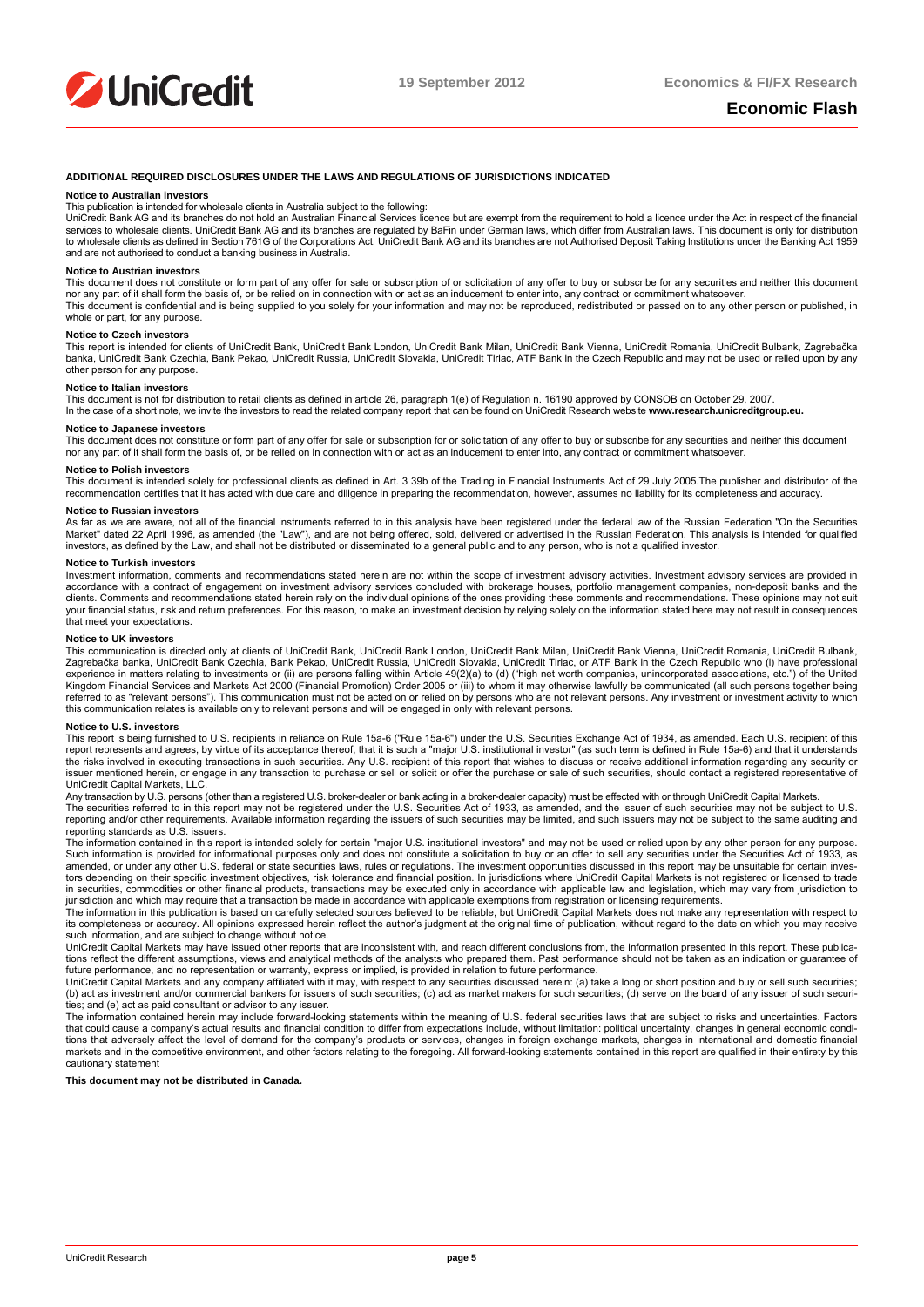**ADDITIONAL REQUIRED DISCLOSURES UNDER THE LAWS AND REGULATIONS OF JURISDICTIONS INDICATED**

**Notice to Australian investors**

This publication is intended for wholesale clients in Australia subject to the following:
UniCredit Bank AG and its branches do not hold an Australian Financial Services licence but are exempt from the requirement to hold a licence under the Act in respect of the financial services to wholesale clients. UniCredit Bank AG and its branches are regulated by BaFin under German laws, which differ from Australian laws. This document is only for distribution to wholesale clients as defined in Section 761G of the Corporations Act. UniCredit Bank AG and its branches are not Authorised Deposit Taking Institutions under the Banking Act 1959 and are not authorised to conduct a banking business in Australia.

**Notice to Austrian investors**

This document does not constitute or form part of any offer for sale or subscription of or solicitation of any offer to buy or subscribe for any securities and neither this document nor any part of it shall form the basis of, or be relied on in connection with or act as an inducement to enter into, any contract or commitment whatsoever.
This document is confidential and is being supplied to you solely for your information and may not be reproduced, redistributed or passed on to any other person or published, in whole or part, for any purpose.

**Notice to Czech investors**

This report is intended for clients of UniCredit Bank, UniCredit Bank London, UniCredit Bank Milan, UniCredit Bank Vienna, UniCredit Romania, UniCredit Bulbank, Zagrebačka banka, UniCredit Bank Czechia, Bank Pekao, UniCredit Russia, UniCredit Slovakia, UniCredit Tiriac, ATF Bank in the Czech Republic and may not be used or relied upon by any other person for any purpose.

**Notice to Italian investors**

This document is not for distribution to retail clients as defined in article 26, paragraph 1(e) of Regulation n. 16190 approved by CONSOB on October 29, 2007.
In the case of a short note, we invite the investors to read the related company report that can be found on UniCredit Research website **www.research.unicreditgroup.eu.**

**Notice to Japanese investors**

This document does not constitute or form part of any offer for sale or subscription for or solicitation of any offer to buy or subscribe for any securities and neither this document nor any part of it shall form the basis of, or be relied on in connection with or act as an inducement to enter into, any contract or commitment whatsoever.

**Notice to Polish investors**

This document is intended solely for professional clients as defined in Art. 3 39b of the Trading in Financial Instruments Act of 29 July 2005.The publisher and distributor of the recommendation certifies that it has acted with due care and diligence in preparing the recommendation, however, assumes no liability for its completeness and accuracy.

**Notice to Russian investors**

As far as we are aware, not all of the financial instruments referred to in this analysis have been registered under the federal law of the Russian Federation "On the Securities Market" dated 22 April 1996, as amended (the "Law"), and are not being offered, sold, delivered or advertised in the Russian Federation. This analysis is intended for qualified investors, as defined by the Law, and shall not be distributed or disseminated to a general public and to any person, who is not a qualified investor.

**Notice to Turkish investors**

Investment information, comments and recommendations stated herein are not within the scope of investment advisory activities. Investment advisory services are provided in accordance with a contract of engagement on investment advisory services concluded with brokerage houses, portfolio management companies, non-deposit banks and the clients. Comments and recommendations stated herein rely on the individual opinions of the ones providing these comments and recommendations. These opinions may not suit your financial status, risk and return preferences. For this reason, to make an investment decision by relying solely on the information stated here may not result in consequences that meet your expectations.

**Notice to UK investors**

This communication is directed only at clients of UniCredit Bank, UniCredit Bank London, UniCredit Bank Milan, UniCredit Bank Vienna, UniCredit Romania, UniCredit Bulbank, Zagrebačka banka, UniCredit Bank Czechia, Bank Pekao, UniCredit Russia, UniCredit Slovakia, UniCredit Tiriac, or ATF Bank in the Czech Republic who (i) have professional experience in matters relating to investments or (ii) are persons falling within Article 49(2)(a) to (d) ("high net worth companies, unincorporated associations, etc.") of the United Kingdom Financial Services and Markets Act 2000 (Financial Promotion) Order 2005 or (iii) to whom it may otherwise lawfully be communicated (all such persons together being referred to as "relevant persons"). This communication must not be acted on or relied on by persons who are not relevant persons. Any investment or investment activity to which this communication relates is available only to relevant persons and will be engaged in only with relevant persons.

**Notice to U.S. investors**

This report is being furnished to U.S. recipients in reliance on Rule 15a-6 ("Rule 15a-6") under the U.S. Securities Exchange Act of 1934, as amended. Each U.S. recipient of this report represents and agrees, by virtue of its acceptance thereof, that it is such a "major U.S. institutional investor" (as such term is defined in Rule 15a-6) and that it understands the risks involved in executing transactions in such securities. Any U.S. recipient of this report that wishes to discuss or receive additional information regarding any security or issuer mentioned herein, or engage in any transaction to purchase or sell or solicit or offer the purchase or sale of such securities, should contact a registered representative of UniCredit Capital Markets, LLC.

Any transaction by U.S. persons (other than a registered U.S. broker-dealer or bank acting in a broker-dealer capacity) must be effected with or through UniCredit Capital Markets.

The securities referred to in this report may not be registered under the U.S. Securities Act of 1933, as amended, and the issuer of such securities may not be subject to U.S. reporting and/or other requirements. Available information regarding the issuers of such securities may be limited, and such issuers may not be subject to the same auditing and reporting standards as U.S. issuers.

The information contained in this report is intended solely for certain "major U.S. institutional investors" and may not be used or relied upon by any other person for any purpose. Such information is provided for informational purposes only and does not constitute a solicitation to buy or an offer to sell any securities under the Securities Act of 1933, as amended, or under any other U.S. federal or state securities laws, rules or regulations. The investment opportunities discussed in this report may be unsuitable for certain investors depending on their specific investment objectives, risk tolerance and financial position. In jurisdictions where UniCredit Capital Markets is not registered or licensed to trade in securities, commodities or other financial products, transactions may be executed only in accordance with applicable law and legislation, which may vary from jurisdiction to jurisdiction and which may require that a transaction be made in accordance with applicable exemptions from registration or licensing requirements.

The information in this publication is based on carefully selected sources believed to be reliable, but UniCredit Capital Markets does not make any representation with respect to its completeness or accuracy. All opinions expressed herein reflect the author's judgment at the original time of publication, without regard to the date on which you may receive such information, and are subject to change without notice.

UniCredit Capital Markets may have issued other reports that are inconsistent with, and reach different conclusions from, the information presented in this report. These publications reflect the different assumptions, views and analytical methods of the analysts who prepared them. Past performance should not be taken as an indication or guarantee of future performance, and no representation or warranty, express or implied, is provided in relation to future performance.

UniCredit Capital Markets and any company affiliated with it may, with respect to any securities discussed herein: (a) take a long or short position and buy or sell such securities; (b) act as investment and/or commercial bankers for issuers of such securities; (c) act as market makers for such securities; (d) serve on the board of any issuer of such securities; and (e) act as paid consultant or advisor to any issuer.

The information contained herein may include forward-looking statements within the meaning of U.S. federal securities laws that are subject to risks and uncertainties. Factors that could cause a company's actual results and financial condition to differ from expectations include, without limitation: political uncertainty, changes in general economic conditions that adversely affect the level of demand for the company's products or services, changes in foreign exchange markets, changes in international and domestic financial markets and in the competitive environment, and other factors relating to the foregoing. All forward-looking statements contained in this report are qualified in their entirety by this cautionary statement

**This document may not be distributed in Canada.**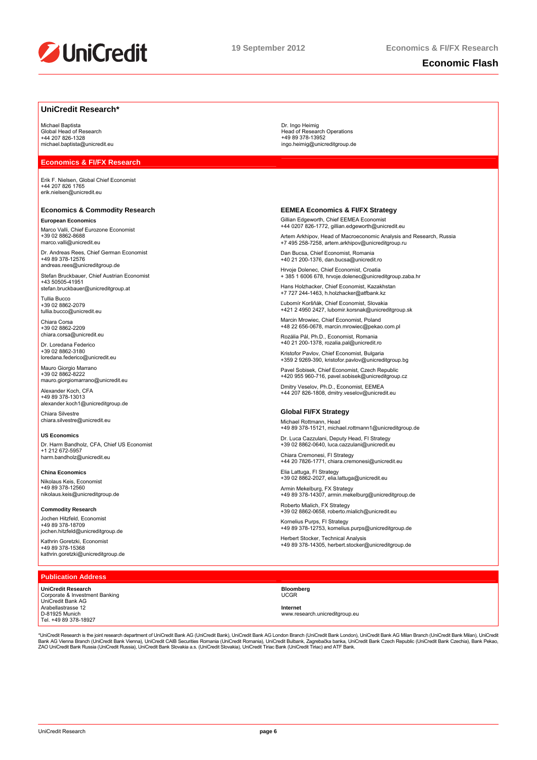## UniCredit Research*

Michael Baptista
Global Head of Research
+44 207 826-1328
michael.baptista@unicredit.eu

Dr. Ingo Heimig
Head of Research Operations
+49 89 378-13952
ingo.heimig@unicreditgroup.de

## Economics & FI/FX Research

Erik F. Nielsen, Global Chief Economist
+44 207 826 1765
erik.nielsen@unicredit.eu

### Economics & Commodity Research

**European Economics**

Marco Valli, Chief Eurozone Economist
+39 02 8862-8688
marco.valli@unicredit.eu

Dr. Andreas Rees, Chief German Economist
+49 89 378-12576
andreas.rees@unicreditgroup.de

Stefan Bruckbauer, Chief Austrian Economist
+43 50505-41951
stefan.bruckbauer@unicreditgroup.at

Tullia Bucco
+39 02 8862-2079
tullia.bucco@unicredit.eu

Chiara Corsa
+39 02 8862-2209
chiara.corsa@unicredit.eu

Dr. Loredana Federico
+39 02 8862-3180
loredana.federico@unicredit.eu

Mauro Giorgio Marrano
+39 02 8862-8222
mauro.giorgiomarrano@unicredit.eu

Alexander Koch, CFA
+49 89 378-13013
alexander.koch1@unicreditgroup.de

Chiara Silvestre
chiara.silvestre@unicredit.eu

**US Economics**

Dr. Harm Bandholz, CFA, Chief US Economist
+1 212 672-5957
harm.bandholz@unicredit.eu

**China Economics**

Nikolaus Keis, Economist
+49 89 378-12560
nikolaus.keis@unicreditgroup.de

**Commodity Research**

Jochen Hitzfeld, Economist
+49 89 378-18709
jochen.hitzfeld@unicreditgroup.de

Kathrin Goretzki, Economist
+49 89 378-15368
kathrin.goretzki@unicreditgroup.de

### EEMEA Economics & FI/FX Strategy

Gillian Edgeworth, Chief EEMEA Economist
+44 0207 826-1772, gillian.edgeworth@unicredit.eu

Artem Arkhipov, Head of Macroeconomic Analysis and Research, Russia
+7 495 258-7258, artem.arkhipov@unicreditgroup.ru

Dan Bucsa, Chief Economist, Romania
+40 21 200-1376, dan.bucsa@unicredit.ro

Hrvoje Dolenec, Chief Economist, Croatia
+ 385 1 6006 678, hrvoje.dolenec@unicreditgroup.zaba.hr

Hans Holzhacker, Chief Economist, Kazakhstan
+7 727 244-1463, h.holzhacker@atfbank.kz

Ľubomír Koršňák, Chief Economist, Slovakia
+421 2 4950 2427, lubomir.korsnak@unicreditgroup.sk

Marcin Mrowiec, Chief Economist, Poland
+48 22 656-0678, marcin.mrowiec@pekao.com.pl

Rozália Pál, Ph.D., Economist, Romania
+40 21 200-1378, rozalia.pal@unicredit.ro

Kristofor Pavlov, Chief Economist, Bulgaria
+359 2 9269-390, kristofor.pavlov@unicreditgroup.bg

Pavel Sobisek, Chief Economist, Czech Republic
+420 955 960-716, pavel.sobisek@unicreditgroup.cz

Dmitry Veselov, Ph.D., Economist, EEMEA
+44 207 826-1808, dmitry.veselov@unicredit.eu

### Global FI/FX Strategy

Michael Rottmann, Head
+49 89 378-15121, michael.rottmann1@unicreditgroup.de

Dr. Luca Cazzulani, Deputy Head, FI Strategy
+39 02 8862-0640, luca.cazzulani@unicredit.eu

Chiara Cremonesi, FI Strategy
+44 20 7826-1771, chiara.cremonesi@unicredit.eu

Elia Lattuga, FI Strategy
+39 02 8862-2027, elia.lattuga@unicredit.eu

Armin Mekelburg, FX Strategy
+49 89 378-14307, armin.mekelburg@unicreditgroup.de

Roberto Mialich, FX Strategy
+39 02 8862-0658, roberto.mialich@unicredit.eu

Kornelius Purps, FI Strategy
+49 89 378-12753, kornelius.purps@unicreditgroup.de

Herbert Stocker, Technical Analysis
+49 89 378-14305, herbert.stocker@unicreditgroup.de

## Publication Address

**UniCredit Research**
Corporate & Investment Banking
UniCredit Bank AG
Arabellastrasse 12
D-81925 Munich
Tel. +49 89 378-18927

**Bloomberg**
UCGR

**Internet**
www.research.unicreditgroup.eu

*UniCredit Research is the joint research department of UniCredit Bank AG (UniCredit Bank), UniCredit Bank AG London Branch (UniCredit Bank London), UniCredit Bank AG Milan Branch (UniCredit Bank Milan), UniCredit Bank AG Vienna Branch (UniCredit Bank Vienna), UniCredit CAIB Securities Romania (UniCredit Romania), UniCredit Bulbank, Zagrebačka banka, UniCredit Bank Czech Republic (UniCredit Bank Czechia), Bank Pekao, ZAO UniCredit Bank Russia (UniCredit Russia), UniCredit Bank Slovakia a.s. (UniCredit Slovakia), UniCredit Tiriac Bank (UniCredit Tiriac) and ATF Bank.